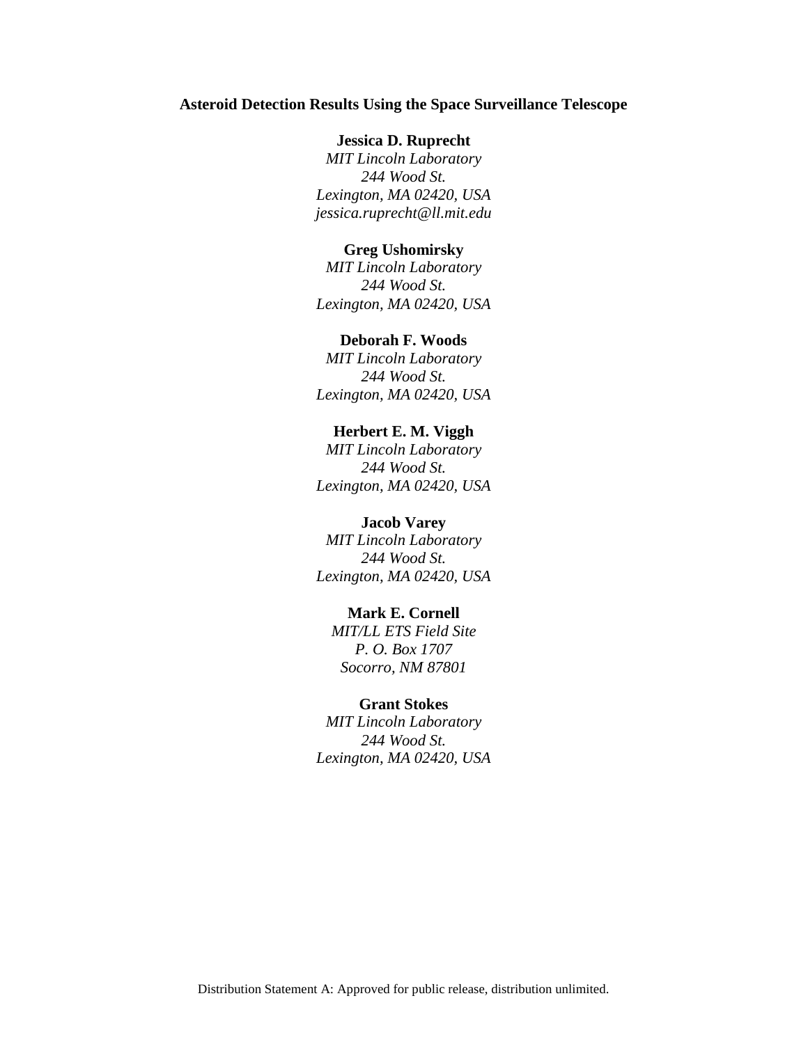# Asteroid Detection Results Using the Space Surveillance Telescope

**Jessica D. Ruprecht**
*MIT Lincoln Laboratory*
*244 Wood St.*
*Lexington, MA 02420, USA*
*jessica.ruprecht@ll.mit.edu*

**Greg Ushomirsky**
*MIT Lincoln Laboratory*
*244 Wood St.*
*Lexington, MA 02420, USA*

**Deborah F. Woods**
*MIT Lincoln Laboratory*
*244 Wood St.*
*Lexington, MA 02420, USA*

**Herbert E. M. Viggh**
*MIT Lincoln Laboratory*
*244 Wood St.*
*Lexington, MA 02420, USA*

**Jacob Varey**
*MIT Lincoln Laboratory*
*244 Wood St.*
*Lexington, MA 02420, USA*

**Mark E. Cornell**
*MIT/LL ETS Field Site*
*P. O. Box 1707*
*Socorro, NM 87801*

**Grant Stokes**
*MIT Lincoln Laboratory*
*244 Wood St.*
*Lexington, MA 02420, USA*

Distribution Statement A: Approved for public release, distribution unlimited.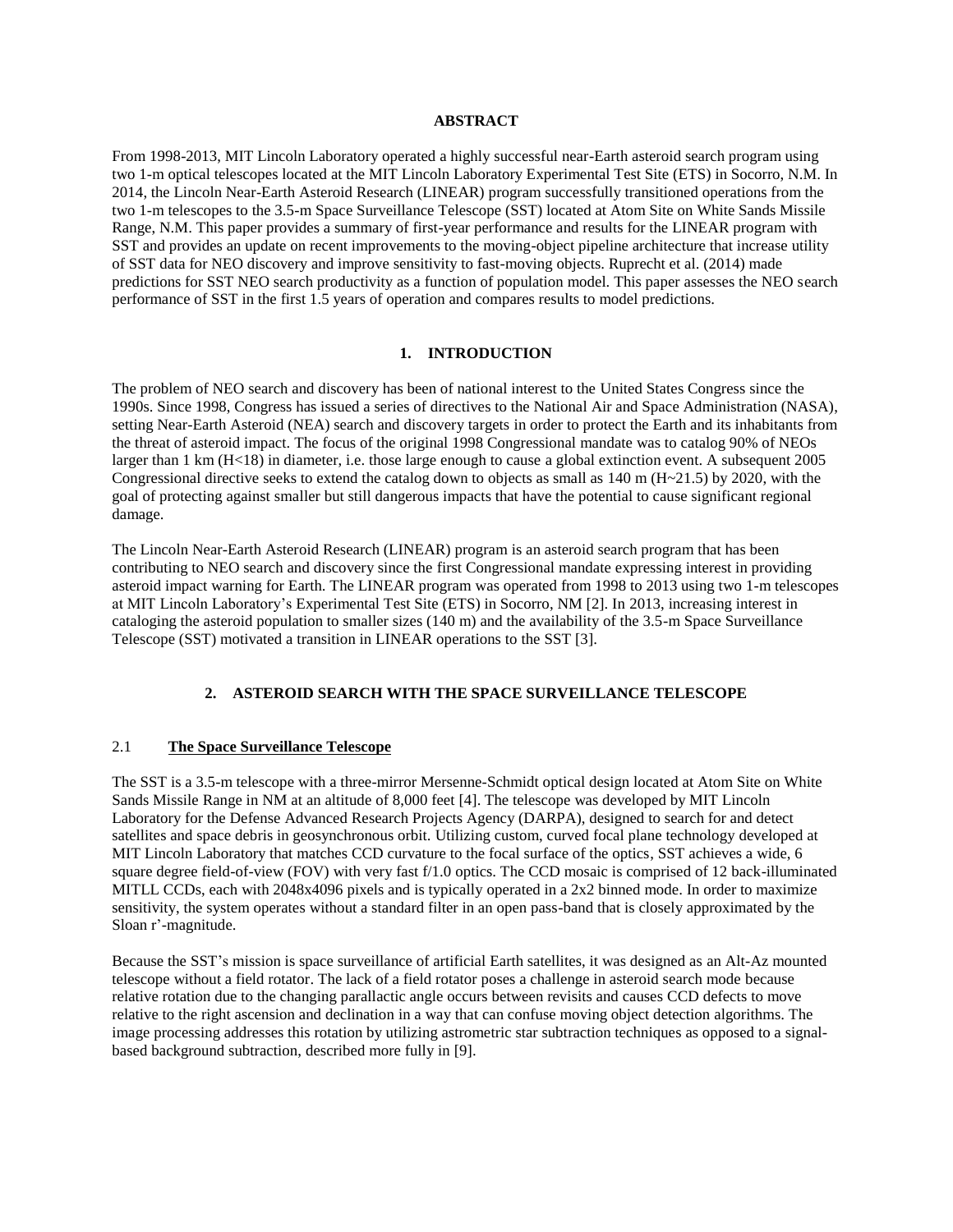**ABSTRACT**

From 1998-2013, MIT Lincoln Laboratory operated a highly successful near-Earth asteroid search program using two 1-m optical telescopes located at the MIT Lincoln Laboratory Experimental Test Site (ETS) in Socorro, N.M. In 2014, the Lincoln Near-Earth Asteroid Research (LINEAR) program successfully transitioned operations from the two 1-m telescopes to the 3.5-m Space Surveillance Telescope (SST) located at Atom Site on White Sands Missile Range, N.M. This paper provides a summary of first-year performance and results for the LINEAR program with SST and provides an update on recent improvements to the moving-object pipeline architecture that increase utility of SST data for NEO discovery and improve sensitivity to fast-moving objects. Ruprecht et al. (2014) made predictions for SST NEO search productivity as a function of population model. This paper assesses the NEO search performance of SST in the first 1.5 years of operation and compares results to model predictions.

# 1. INTRODUCTION

The problem of NEO search and discovery has been of national interest to the United States Congress since the 1990s. Since 1998, Congress has issued a series of directives to the National Air and Space Administration (NASA), setting Near-Earth Asteroid (NEA) search and discovery targets in order to protect the Earth and its inhabitants from the threat of asteroid impact. The focus of the original 1998 Congressional mandate was to catalog 90% of NEOs larger than 1 km ($H<18$) in diameter, i.e. those large enough to cause a global extinction event. A subsequent 2005 Congressional directive seeks to extend the catalog down to objects as small as 140 m ($H\sim21.5$) by 2020, with the goal of protecting against smaller but still dangerous impacts that have the potential to cause significant regional damage.

The Lincoln Near-Earth Asteroid Research (LINEAR) program is an asteroid search program that has been contributing to NEO search and discovery since the first Congressional mandate expressing interest in providing asteroid impact warning for Earth. The LINEAR program was operated from 1998 to 2013 using two 1-m telescopes at MIT Lincoln Laboratory's Experimental Test Site (ETS) in Socorro, NM [2]. In 2013, increasing interest in cataloging the asteroid population to smaller sizes (140 m) and the availability of the 3.5-m Space Surveillance Telescope (SST) motivated a transition in LINEAR operations to the SST [3].

# 2. ASTEROID SEARCH WITH THE SPACE SURVEILLANCE TELESCOPE

## 2.1 The Space Surveillance Telescope

The SST is a 3.5-m telescope with a three-mirror Mersenne-Schmidt optical design located at Atom Site on White Sands Missile Range in NM at an altitude of 8,000 feet [4]. The telescope was developed by MIT Lincoln Laboratory for the Defense Advanced Research Projects Agency (DARPA), designed to search for and detect satellites and space debris in geosynchronous orbit. Utilizing custom, curved focal plane technology developed at MIT Lincoln Laboratory that matches CCD curvature to the focal surface of the optics, SST achieves a wide, 6 square degree field-of-view (FOV) with very fast f/1.0 optics. The CCD mosaic is comprised of 12 back-illuminated MITLL CCDs, each with 2048x4096 pixels and is typically operated in a 2x2 binned mode. In order to maximize sensitivity, the system operates without a standard filter in an open pass-band that is closely approximated by the Sloan r'-magnitude.

Because the SST's mission is space surveillance of artificial Earth satellites, it was designed as an Alt-Az mounted telescope without a field rotator. The lack of a field rotator poses a challenge in asteroid search mode because relative rotation due to the changing parallactic angle occurs between revisits and causes CCD defects to move relative to the right ascension and declination in a way that can confuse moving object detection algorithms. The image processing addresses this rotation by utilizing astrometric star subtraction techniques as opposed to a signal-based background subtraction, described more fully in [9].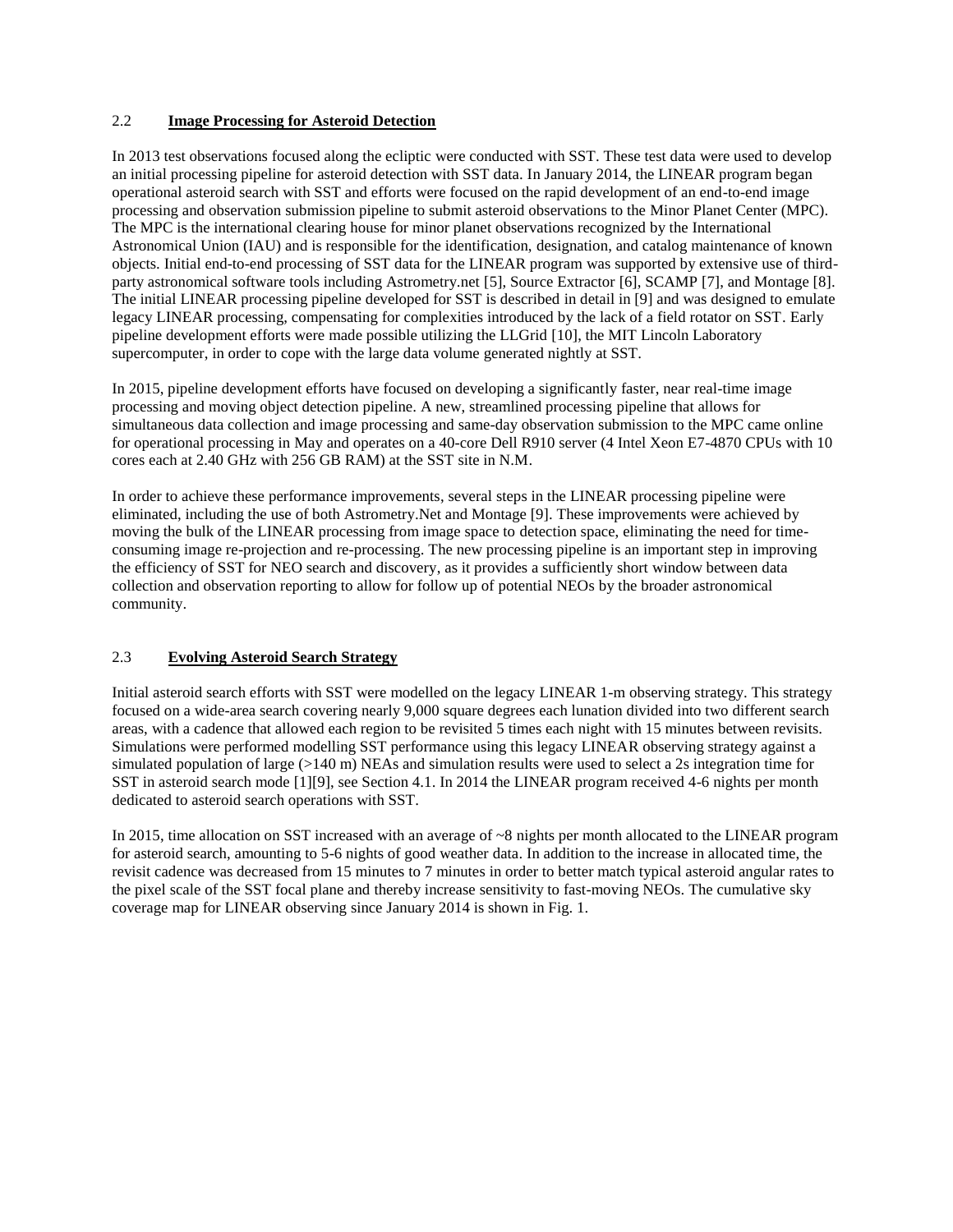## 2.2 **Image Processing for Asteroid Detection**

In 2013 test observations focused along the ecliptic were conducted with SST. These test data were used to develop an initial processing pipeline for asteroid detection with SST data. In January 2014, the LINEAR program began operational asteroid search with SST and efforts were focused on the rapid development of an end-to-end image processing and observation submission pipeline to submit asteroid observations to the Minor Planet Center (MPC). The MPC is the international clearing house for minor planet observations recognized by the International Astronomical Union (IAU) and is responsible for the identification, designation, and catalog maintenance of known objects. Initial end-to-end processing of SST data for the LINEAR program was supported by extensive use of third-party astronomical software tools including Astrometry.net [5], Source Extractor [6], SCAMP [7], and Montage [8]. The initial LINEAR processing pipeline developed for SST is described in detail in [9] and was designed to emulate legacy LINEAR processing, compensating for complexities introduced by the lack of a field rotator on SST. Early pipeline development efforts were made possible utilizing the LLGrid [10], the MIT Lincoln Laboratory supercomputer, in order to cope with the large data volume generated nightly at SST.

In 2015, pipeline development efforts have focused on developing a significantly faster, near real-time image processing and moving object detection pipeline. A new, streamlined processing pipeline that allows for simultaneous data collection and image processing and same-day observation submission to the MPC came online for operational processing in May and operates on a 40-core Dell R910 server (4 Intel Xeon E7-4870 CPUs with 10 cores each at 2.40 GHz with 256 GB RAM) at the SST site in N.M.

In order to achieve these performance improvements, several steps in the LINEAR processing pipeline were eliminated, including the use of both Astrometry.Net and Montage [9]. These improvements were achieved by moving the bulk of the LINEAR processing from image space to detection space, eliminating the need for time-consuming image re-projection and re-processing. The new processing pipeline is an important step in improving the efficiency of SST for NEO search and discovery, as it provides a sufficiently short window between data collection and observation reporting to allow for follow up of potential NEOs by the broader astronomical community.

## 2.3 **Evolving Asteroid Search Strategy**

Initial asteroid search efforts with SST were modelled on the legacy LINEAR 1-m observing strategy. This strategy focused on a wide-area search covering nearly 9,000 square degrees each lunation divided into two different search areas, with a cadence that allowed each region to be revisited 5 times each night with 15 minutes between revisits. Simulations were performed modelling SST performance using this legacy LINEAR observing strategy against a simulated population of large (>140 m) NEAs and simulation results were used to select a 2s integration time for SST in asteroid search mode [1][9], see Section 4.1. In 2014 the LINEAR program received 4-6 nights per month dedicated to asteroid search operations with SST.

In 2015, time allocation on SST increased with an average of ~8 nights per month allocated to the LINEAR program for asteroid search, amounting to 5-6 nights of good weather data. In addition to the increase in allocated time, the revisit cadence was decreased from 15 minutes to 7 minutes in order to better match typical asteroid angular rates to the pixel scale of the SST focal plane and thereby increase sensitivity to fast-moving NEOs. The cumulative sky coverage map for LINEAR observing since January 2014 is shown in Fig. 1.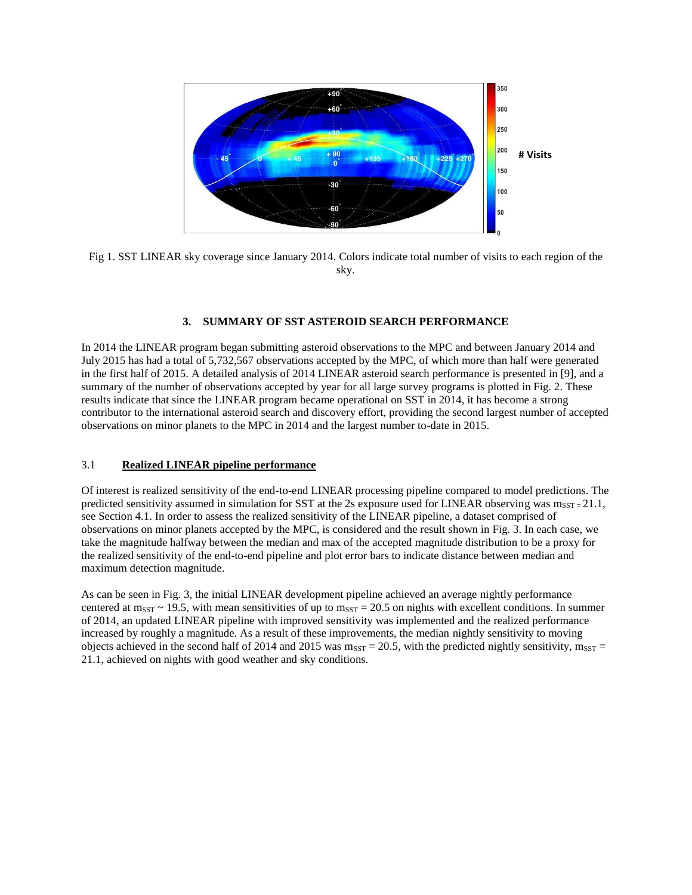+90
+60°
+30°
+ 90
0
-45° 0° +45° +135° +180° +225° +270°
-30°
-60°
-90°
350
300
250
200
150
100
50
0
# Visits

Fig 1. SST LINEAR sky coverage since January 2014. Colors indicate total number of visits to each region of the sky.

### 3. SUMMARY OF SST ASTEROID SEARCH PERFORMANCE

In 2014 the LINEAR program began submitting asteroid observations to the MPC and between January 2014 and July 2015 has had a total of 5,732,567 observations accepted by the MPC, of which more than half were generated in the first half of 2015. A detailed analysis of 2014 LINEAR asteroid search performance is presented in [9], and a summary of the number of observations accepted by year for all large survey programs is plotted in Fig. 2. These results indicate that since the LINEAR program became operational on SST in 2014, it has become a strong contributor to the international asteroid search and discovery effort, providing the second largest number of accepted observations on minor planets to the MPC in 2014 and the largest number to-date in 2015.

#### 3.1 **Realized LINEAR pipeline performance**

Of interest is realized sensitivity of the end-to-end LINEAR processing pipeline compared to model predictions. The predicted sensitivity assumed in simulation for SST at the 2s exposure used for LINEAR observing was $m_{SST} = 21.1$, see Section 4.1. In order to assess the realized sensitivity of the LINEAR pipeline, a dataset comprised of observations on minor planets accepted by the MPC, is considered and the result shown in Fig. 3. In each case, we take the magnitude halfway between the median and max of the accepted magnitude distribution to be a proxy for the realized sensitivity of the end-to-end pipeline and plot error bars to indicate distance between median and maximum detection magnitude.

As can be seen in Fig. 3, the initial LINEAR development pipeline achieved an average nightly performance centered at $m_{SST} \sim 19.5$, with mean sensitivities of up to $m_{SST} = 20.5$ on nights with excellent conditions. In summer of 2014, an updated LINEAR pipeline with improved sensitivity was implemented and the realized performance increased by roughly a magnitude. As a result of these improvements, the median nightly sensitivity to moving objects achieved in the second half of 2014 and 2015 was $m_{SST} = 20.5$, with the predicted nightly sensitivity, $m_{SST} = 21.1$, achieved on nights with good weather and sky conditions.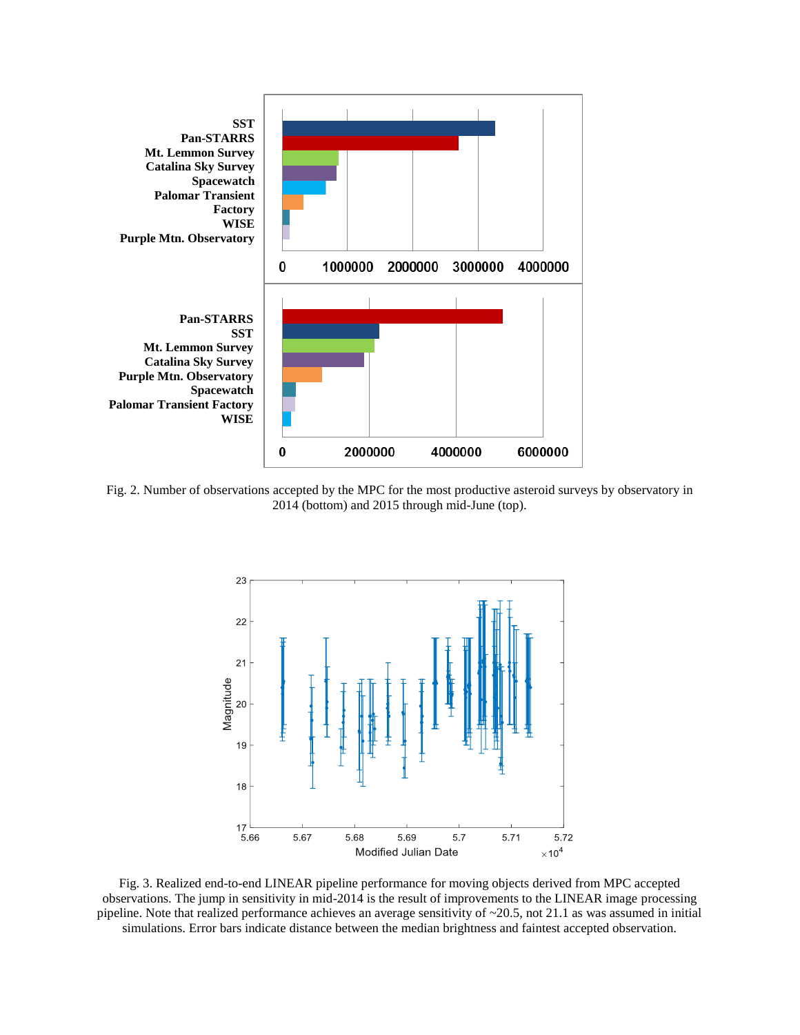SST
Pan-STARRS
Mt. Lemmon Survey
Catalina Sky Survey
Spacewatch
Palomar Transient Factory
WISE
Purple Mtn. Observatory

0 1000000 2000000 3000000 4000000

Pan-STARRS
SST
Mt. Lemmon Survey
Catalina Sky Survey
Purple Mtn. Observatory
Spacewatch
Palomar Transient Factory
WISE

0 2000000 4000000 6000000

Fig. 2. Number of observations accepted by the MPC for the most productive asteroid surveys by observatory in 2014 (bottom) and 2015 through mid-June (top).

Magnitude

23
22
21
20
19
18
17

5.66 5.67 5.68 5.69 5.7 5.71 5.72

Modified Julian Date

$\times 10^4$

Fig. 3. Realized end-to-end LINEAR pipeline performance for moving objects derived from MPC accepted observations. The jump in sensitivity in mid-2014 is the result of improvements to the LINEAR image processing pipeline. Note that realized performance achieves an average sensitivity of ~20.5, not 21.1 as was assumed in initial simulations. Error bars indicate distance between the median brightness and faintest accepted observation.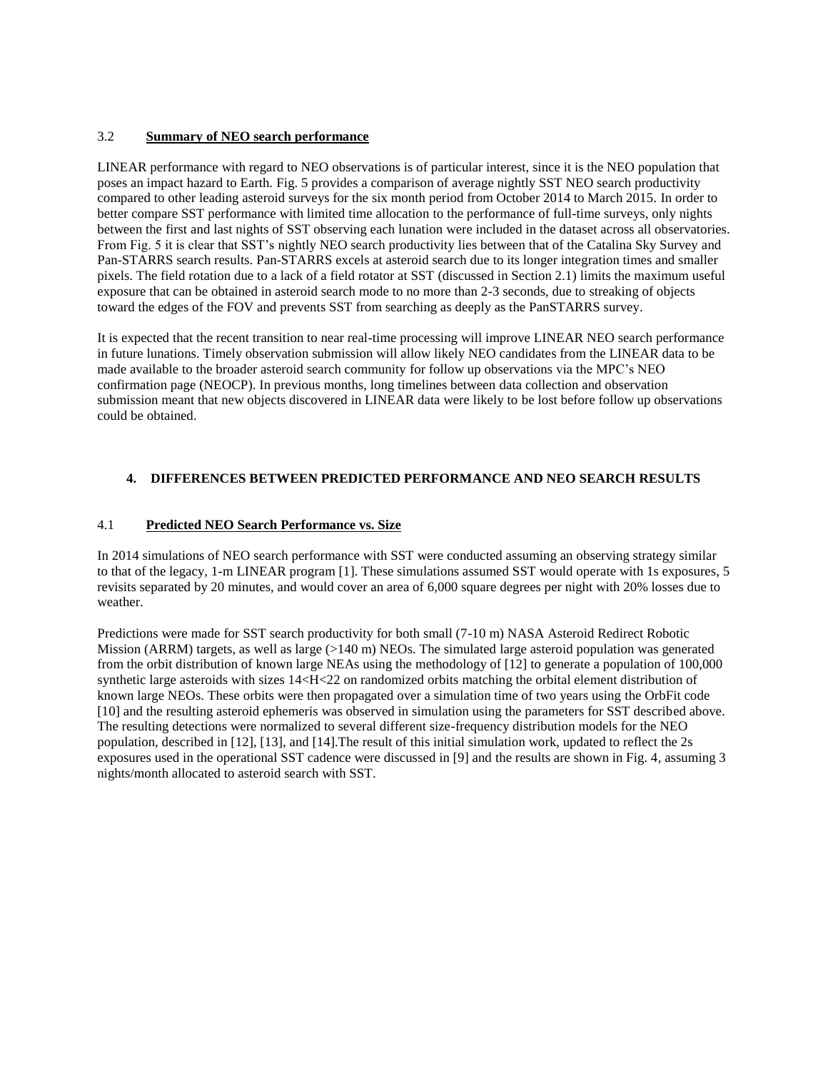### 3.2 **Summary of NEO search performance**

LINEAR performance with regard to NEO observations is of particular interest, since it is the NEO population that poses an impact hazard to Earth. Fig. 5 provides a comparison of average nightly SST NEO search productivity compared to other leading asteroid surveys for the six month period from October 2014 to March 2015. In order to better compare SST performance with limited time allocation to the performance of full-time surveys, only nights between the first and last nights of SST observing each lunation were included in the dataset across all observatories. From Fig. 5 it is clear that SST's nightly NEO search productivity lies between that of the Catalina Sky Survey and Pan-STARRS search results. Pan-STARRS excels at asteroid search due to its longer integration times and smaller pixels. The field rotation due to a lack of a field rotator at SST (discussed in Section 2.1) limits the maximum useful exposure that can be obtained in asteroid search mode to no more than 2-3 seconds, due to streaking of objects toward the edges of the FOV and prevents SST from searching as deeply as the PanSTARRS survey.

It is expected that the recent transition to near real-time processing will improve LINEAR NEO search performance in future lunations. Timely observation submission will allow likely NEO candidates from the LINEAR data to be made available to the broader asteroid search community for follow up observations via the MPC's NEO confirmation page (NEOCP). In previous months, long timelines between data collection and observation submission meant that new objects discovered in LINEAR data were likely to be lost before follow up observations could be obtained.

## 4. DIFFERENCES BETWEEN PREDICTED PERFORMANCE AND NEO SEARCH RESULTS

### 4.1 **Predicted NEO Search Performance vs. Size**

In 2014 simulations of NEO search performance with SST were conducted assuming an observing strategy similar to that of the legacy, 1-m LINEAR program [1]. These simulations assumed SST would operate with 1s exposures, 5 revisits separated by 20 minutes, and would cover an area of 6,000 square degrees per night with 20% losses due to weather.

Predictions were made for SST search productivity for both small (7-10 m) NASA Asteroid Redirect Robotic Mission (ARRM) targets, as well as large (>140 m) NEOs. The simulated large asteroid population was generated from the orbit distribution of known large NEAs using the methodology of [12] to generate a population of 100,000 synthetic large asteroids with sizes $14<H<22$ on randomized orbits matching the orbital element distribution of known large NEOs. These orbits were then propagated over a simulation time of two years using the OrbFit code [10] and the resulting asteroid ephemeris was observed in simulation using the parameters for SST described above. The resulting detections were normalized to several different size-frequency distribution models for the NEO population, described in [12], [13], and [14].The result of this initial simulation work, updated to reflect the 2s exposures used in the operational SST cadence were discussed in [9] and the results are shown in Fig. 4, assuming 3 nights/month allocated to asteroid search with SST.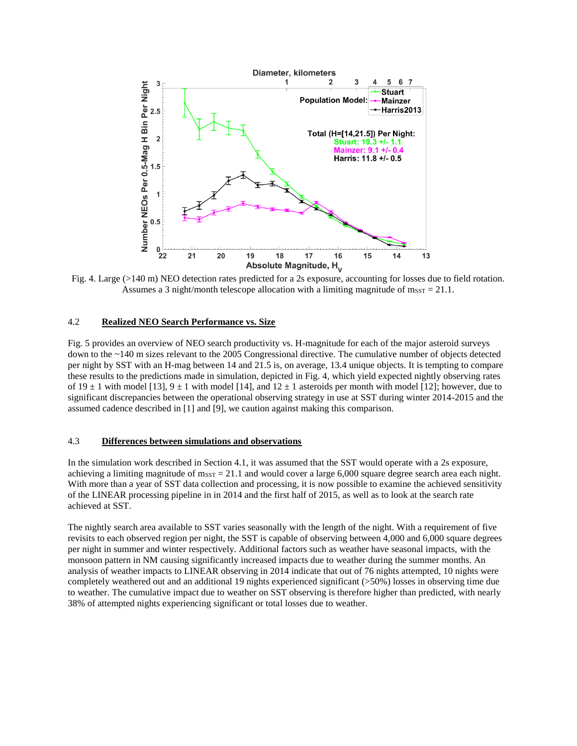Diameter, kilometers

1 2 3 4 5 6 7

Population Model: Stuart, Mainzer, Harris2013

Total (H=[14,21.5]) Per Night:
Stuart: 19.3 +/- 1.1
Mainzer: 9.1 +/- 0.4
Harris: 11.8 +/- 0.5

Number NEOs Per 0.5-Mag H Bin Per Night

0 0.5 1 1.5 2 2.5 3

22 21 20 19 18 17 16 15 14 13

Absolute Magnitude, $H_V$

Fig. 4. Large (>140 m) NEO detection rates predicted for a 2s exposure, accounting for losses due to field rotation. Assumes a 3 night/month telescope allocation with a limiting magnitude of $m_{SST} = 21.1$.

### 4.2 Realized NEO Search Performance vs. Size

Fig. 5 provides an overview of NEO search productivity vs. H-magnitude for each of the major asteroid surveys down to the ~140 m sizes relevant to the 2005 Congressional directive. The cumulative number of objects detected per night by SST with an H-mag between 14 and 21.5 is, on average, 13.4 unique objects. It is tempting to compare these results to the predictions made in simulation, depicted in Fig. 4, which yield expected nightly observing rates of $19 \pm 1$ with model [13], $9 \pm 1$ with model [14], and $12 \pm 1$ asteroids per month with model [12]; however, due to significant discrepancies between the operational observing strategy in use at SST during winter 2014-2015 and the assumed cadence described in [1] and [9], we caution against making this comparison.

### 4.3 Differences between simulations and observations

In the simulation work described in Section 4.1, it was assumed that the SST would operate with a 2s exposure, achieving a limiting magnitude of $m_{SST} = 21.1$ and would cover a large 6,000 square degree search area each night. With more than a year of SST data collection and processing, it is now possible to examine the achieved sensitivity of the LINEAR processing pipeline in in 2014 and the first half of 2015, as well as to look at the search rate achieved at SST.

The nightly search area available to SST varies seasonally with the length of the night. With a requirement of five revisits to each observed region per night, the SST is capable of observing between 4,000 and 6,000 square degrees per night in summer and winter respectively. Additional factors such as weather have seasonal impacts, with the monsoon pattern in NM causing significantly increased impacts due to weather during the summer months. An analysis of weather impacts to LINEAR observing in 2014 indicate that out of 76 nights attempted, 10 nights were completely weathered out and an additional 19 nights experienced significant (>50%) losses in observing time due to weather. The cumulative impact due to weather on SST observing is therefore higher than predicted, with nearly 38% of attempted nights experiencing significant or total losses due to weather.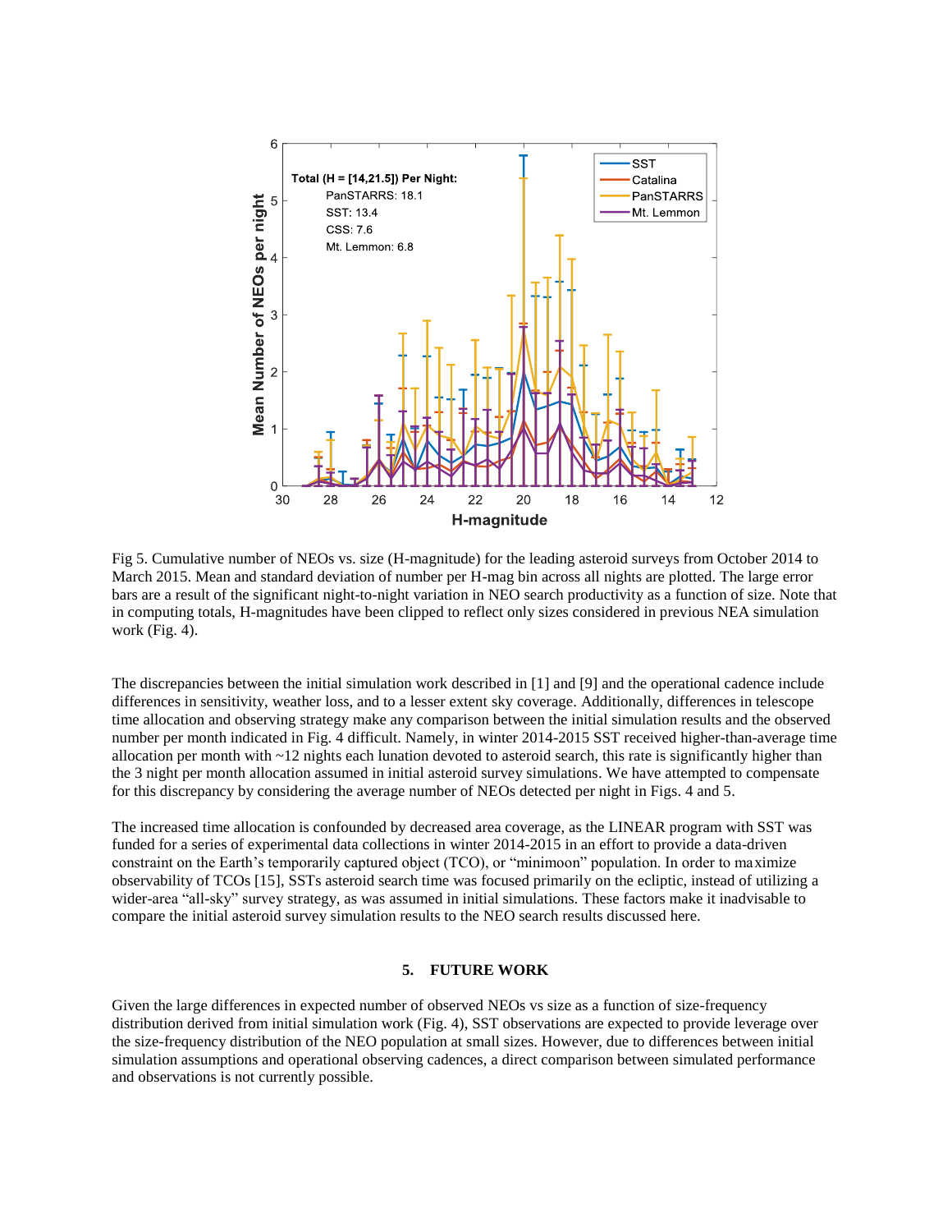Fig 5. Cumulative number of NEOs vs. size (H-magnitude) for the leading asteroid surveys from October 2014 to March 2015. Mean and standard deviation of number per H-mag bin across all nights are plotted. The large error bars are a result of the significant night-to-night variation in NEO search productivity as a function of size. Note that in computing totals, H-magnitudes have been clipped to reflect only sizes considered in previous NEA simulation work (Fig. 4).

The discrepancies between the initial simulation work described in [1] and [9] and the operational cadence include differences in sensitivity, weather loss, and to a lesser extent sky coverage. Additionally, differences in telescope time allocation and observing strategy make any comparison between the initial simulation results and the observed number per month indicated in Fig. 4 difficult. Namely, in winter 2014-2015 SST received higher-than-average time allocation per month with ~12 nights each lunation devoted to asteroid search, this rate is significantly higher than the 3 night per month allocation assumed in initial asteroid survey simulations. We have attempted to compensate for this discrepancy by considering the average number of NEOs detected per night in Figs. 4 and 5.

The increased time allocation is confounded by decreased area coverage, as the LINEAR program with SST was funded for a series of experimental data collections in winter 2014-2015 in an effort to provide a data-driven constraint on the Earth's temporarily captured object (TCO), or "minimoon" population. In order to maximize observability of TCOs [15], SSTs asteroid search time was focused primarily on the ecliptic, instead of utilizing a wider-area "all-sky" survey strategy, as was assumed in initial simulations. These factors make it inadvisable to compare the initial asteroid survey simulation results to the NEO search results discussed here.

## 5. FUTURE WORK

Given the large differences in expected number of observed NEOs vs size as a function of size-frequency distribution derived from initial simulation work (Fig. 4), SST observations are expected to provide leverage over the size-frequency distribution of the NEO population at small sizes. However, due to differences between initial simulation assumptions and operational observing cadences, a direct comparison between simulated performance and observations is not currently possible.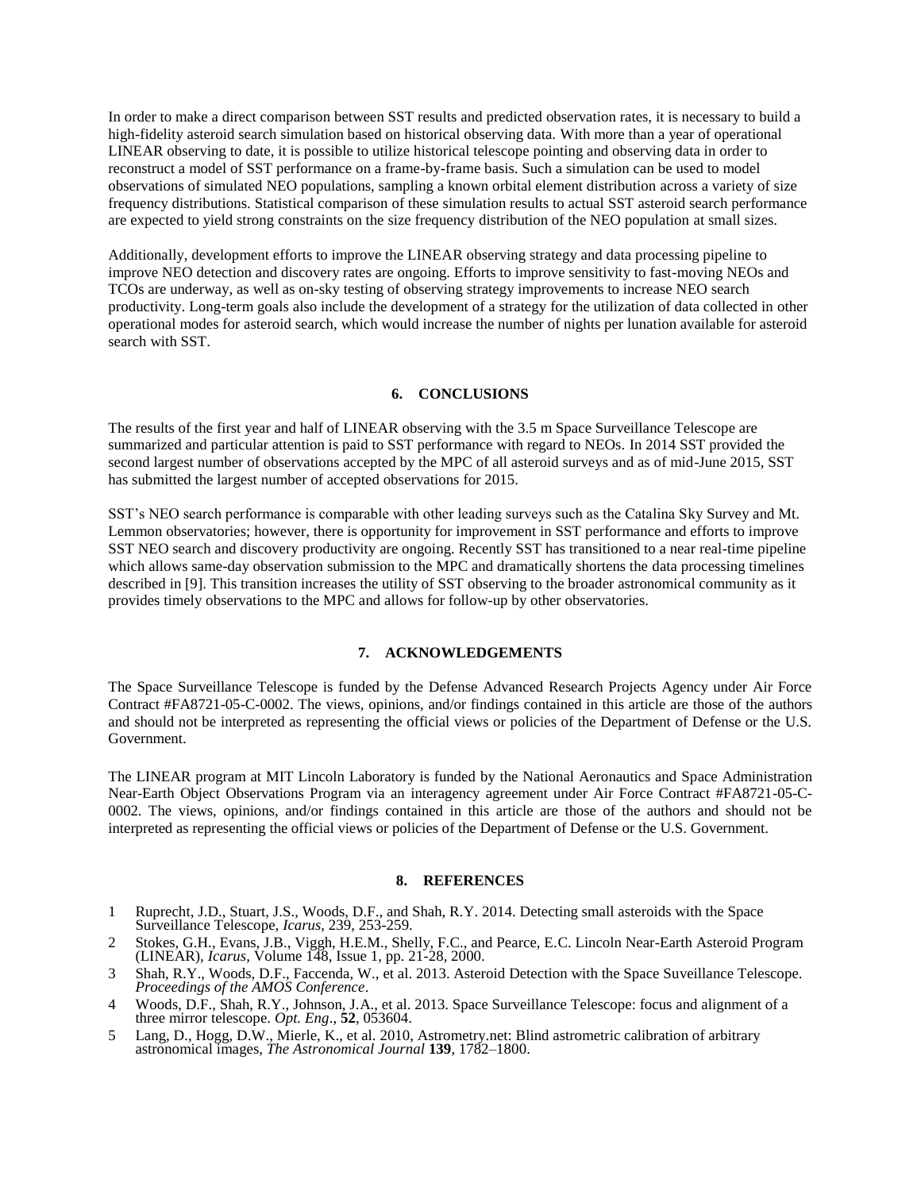In order to make a direct comparison between SST results and predicted observation rates, it is necessary to build a high-fidelity asteroid search simulation based on historical observing data. With more than a year of operational LINEAR observing to date, it is possible to utilize historical telescope pointing and observing data in order to reconstruct a model of SST performance on a frame-by-frame basis. Such a simulation can be used to model observations of simulated NEO populations, sampling a known orbital element distribution across a variety of size frequency distributions. Statistical comparison of these simulation results to actual SST asteroid search performance are expected to yield strong constraints on the size frequency distribution of the NEO population at small sizes.

Additionally, development efforts to improve the LINEAR observing strategy and data processing pipeline to improve NEO detection and discovery rates are ongoing. Efforts to improve sensitivity to fast-moving NEOs and TCOs are underway, as well as on-sky testing of observing strategy improvements to increase NEO search productivity. Long-term goals also include the development of a strategy for the utilization of data collected in other operational modes for asteroid search, which would increase the number of nights per lunation available for asteroid search with SST.

## 6. CONCLUSIONS

The results of the first year and half of LINEAR observing with the 3.5 m Space Surveillance Telescope are summarized and particular attention is paid to SST performance with regard to NEOs. In 2014 SST provided the second largest number of observations accepted by the MPC of all asteroid surveys and as of mid-June 2015, SST has submitted the largest number of accepted observations for 2015.

SST's NEO search performance is comparable with other leading surveys such as the Catalina Sky Survey and Mt. Lemmon observatories; however, there is opportunity for improvement in SST performance and efforts to improve SST NEO search and discovery productivity are ongoing. Recently SST has transitioned to a near real-time pipeline which allows same-day observation submission to the MPC and dramatically shortens the data processing timelines described in [9]. This transition increases the utility of SST observing to the broader astronomical community as it provides timely observations to the MPC and allows for follow-up by other observatories.

## 7. ACKNOWLEDGEMENTS

The Space Surveillance Telescope is funded by the Defense Advanced Research Projects Agency under Air Force Contract #FA8721-05-C-0002. The views, opinions, and/or findings contained in this article are those of the authors and should not be interpreted as representing the official views or policies of the Department of Defense or the U.S. Government.

The LINEAR program at MIT Lincoln Laboratory is funded by the National Aeronautics and Space Administration Near-Earth Object Observations Program via an interagency agreement under Air Force Contract #FA8721-05-C-0002. The views, opinions, and/or findings contained in this article are those of the authors and should not be interpreted as representing the official views or policies of the Department of Defense or the U.S. Government.

## 8. REFERENCES

1 Ruprecht, J.D., Stuart, J.S., Woods, D.F., and Shah, R.Y. 2014. Detecting small asteroids with the Space Surveillance Telescope, *Icarus*, 239, 253-259.

2 Stokes, G.H., Evans, J.B., Viggh, H.E.M., Shelly, F.C., and Pearce, E.C. Lincoln Near-Earth Asteroid Program (LINEAR), *Icarus*, Volume 148, Issue 1, pp. 21-28, 2000.

3 Shah, R.Y., Woods, D.F., Faccenda, W., et al. 2013. Asteroid Detection with the Space Suveillance Telescope. *Proceedings of the AMOS Conference*.

4 Woods, D.F., Shah, R.Y., Johnson, J.A., et al. 2013. Space Surveillance Telescope: focus and alignment of a three mirror telescope. *Opt. Eng*., **52**, 053604.

5 Lang, D., Hogg, D.W., Mierle, K., et al. 2010, Astrometry.net: Blind astrometric calibration of arbitrary astronomical images, *The Astronomical Journal* **139**, 1782–1800.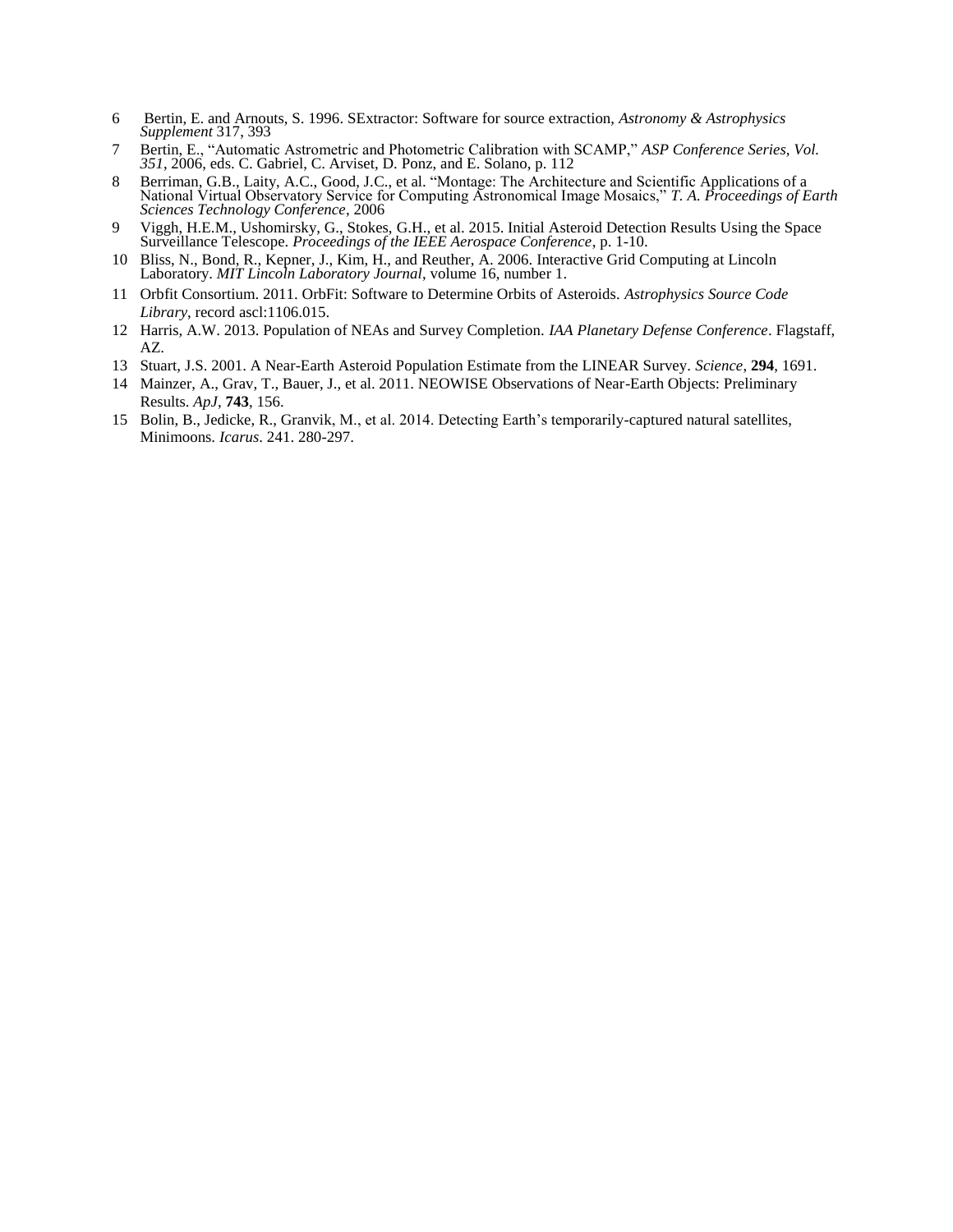6. Bertin, E. and Arnouts, S. 1996. SExtractor: Software for source extraction, *Astronomy & Astrophysics Supplement* 317, 393
7. Bertin, E., "Automatic Astrometric and Photometric Calibration with SCAMP," *ASP Conference Series, Vol. 351*, 2006, eds. C. Gabriel, C. Arviset, D. Ponz, and E. Solano, p. 112
8. Berriman, G.B., Laity, A.C., Good, J.C., et al. "Montage: The Architecture and Scientific Applications of a National Virtual Observatory Service for Computing Astronomical Image Mosaics," *T. A. Proceedings of Earth Sciences Technology Conference*, 2006
9. Viggh, H.E.M., Ushomirsky, G., Stokes, G.H., et al. 2015. Initial Asteroid Detection Results Using the Space Surveillance Telescope. *Proceedings of the IEEE Aerospace Conference*, p. 1-10.
10. Bliss, N., Bond, R., Kepner, J., Kim, H., and Reuther, A. 2006. Interactive Grid Computing at Lincoln Laboratory. *MIT Lincoln Laboratory Journal*, volume 16, number 1.
11. Orbfit Consortium. 2011. OrbFit: Software to Determine Orbits of Asteroids. *Astrophysics Source Code Library*, record ascl:1106.015.
12. Harris, A.W. 2013. Population of NEAs and Survey Completion. *IAA Planetary Defense Conference*. Flagstaff, AZ.
13. Stuart, J.S. 2001. A Near-Earth Asteroid Population Estimate from the LINEAR Survey. *Science*, **294**, 1691.
14. Mainzer, A., Grav, T., Bauer, J., et al. 2011. NEOWISE Observations of Near-Earth Objects: Preliminary Results. *ApJ*, **743**, 156.
15. Bolin, B., Jedicke, R., Granvik, M., et al. 2014. Detecting Earth's temporarily-captured natural satellites, Minimoons. *Icarus*. 241. 280-297.